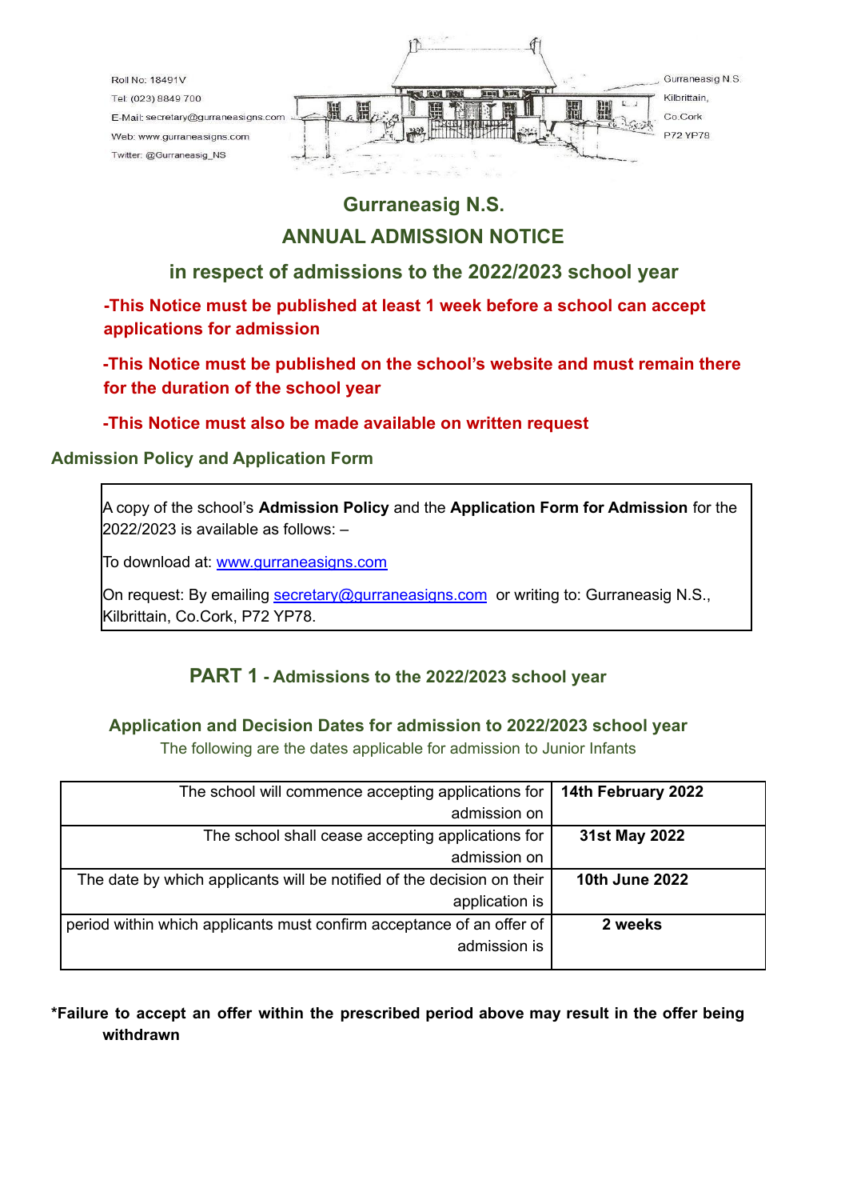Roll No: 18491V
Tel: (023) 8849 700
E-Mail: secretary@gurraneasigns.com
Web: www.gurraneasigns.com
Twitter: @Gurraneasig_NS

Gurraneasig N.S.
Kilbrittain,
Co.Cork
P72 YP78

# Gurraneasig N.S.

# ANNUAL ADMISSION NOTICE

## in respect of admissions to the 2022/2023 school year

**-This Notice must be published at least 1 week before a school can accept applications for admission**

**-This Notice must be published on the school's website and must remain there for the duration of the school year**

**-This Notice must also be made available on written request**

### Admission Policy and Application Form

A copy of the school's **Admission Policy** and the **Application Form for Admission** for the 2022/2023 is available as follows: –

To download at: www.gurraneasigns.com

On request: By emailing secretary@gurraneasigns.com or writing to: Gurraneasig N.S., Kilbrittain, Co.Cork, P72 YP78.

## PART 1 - Admissions to the 2022/2023 school year

### Application and Decision Dates for admission to 2022/2023 school year

The following are the dates applicable for admission to Junior Infants

| | |
|---|---|
| The school will commence accepting applications for admission on | **14th February 2022** |
| The school shall cease accepting applications for admission on | **31st May 2022** |
| The date by which applicants will be notified of the decision on their application is | **10th June 2022** |
| period within which applicants must confirm acceptance of an offer of admission is | **2 weeks** |

***Failure to accept an offer within the prescribed period above may result in the offer being withdrawn**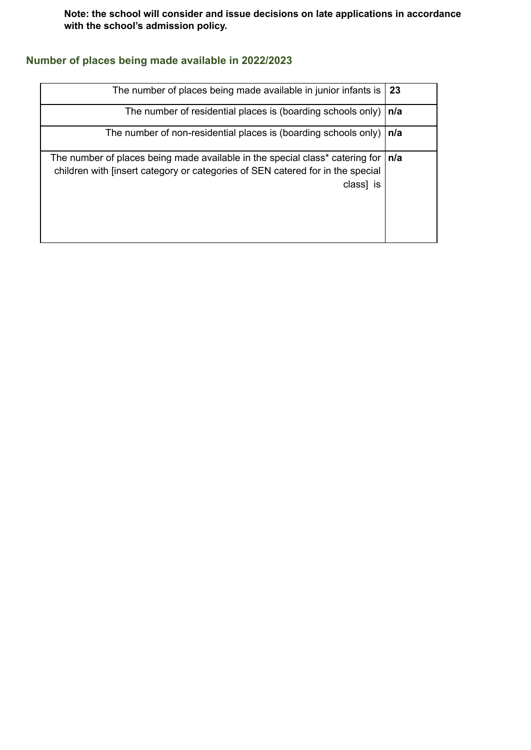**Note: the school will consider and issue decisions on late applications in accordance with the school's admission policy.**

## Number of places being made available in 2022/2023

| | |
|---|---|
| The number of places being made available in junior infants is | **23** |
| The number of residential places is (boarding schools only) | **n/a** |
| The number of non-residential places is (boarding schools only) | **n/a** |
| The number of places being made available in the special class* catering for children with [insert category or categories of SEN catered for in the special class] is | **n/a** |